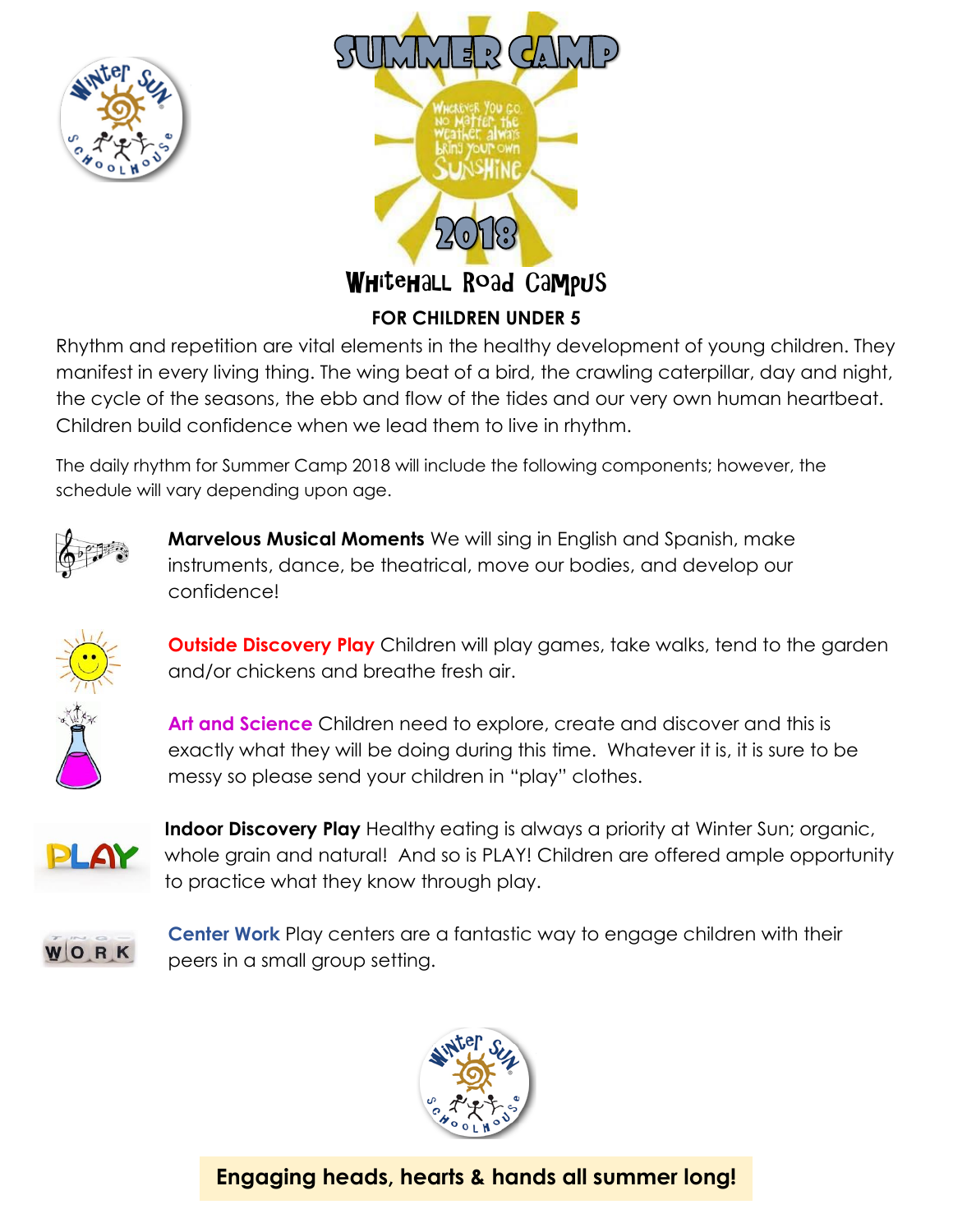# SUMMER CAMP

Wherever you go, no matter the weather, always bring your own sunshine

2018

## Whitehall Road Campus

### FOR CHILDREN UNDER 5

Rhythm and repetition are vital elements in the healthy development of young children. They manifest in every living thing. The wing beat of a bird, the crawling caterpillar, day and night, the cycle of the seasons, the ebb and flow of the tides and our very own human heartbeat. Children build confidence when we lead them to live in rhythm.

The daily rhythm for Summer Camp 2018 will include the following components; however, the schedule will vary depending upon age.

**Marvelous Musical Moments** We will sing in English and Spanish, make instruments, dance, be theatrical, move our bodies, and develop our confidence!

**Outside Discovery Play** Children will play games, take walks, tend to the garden and/or chickens and breathe fresh air.

**Art and Science** Children need to explore, create and discover and this is exactly what they will be doing during this time. Whatever it is, it is sure to be messy so please send your children in "play" clothes.

**Indoor Discovery Play** Healthy eating is always a priority at Winter Sun; organic, whole grain and natural! And so is PLAY! Children are offered ample opportunity to practice what they know through play.

**Center Work** Play centers are a fantastic way to engage children with their peers in a small group setting.

**Engaging heads, hearts & hands all summer long!**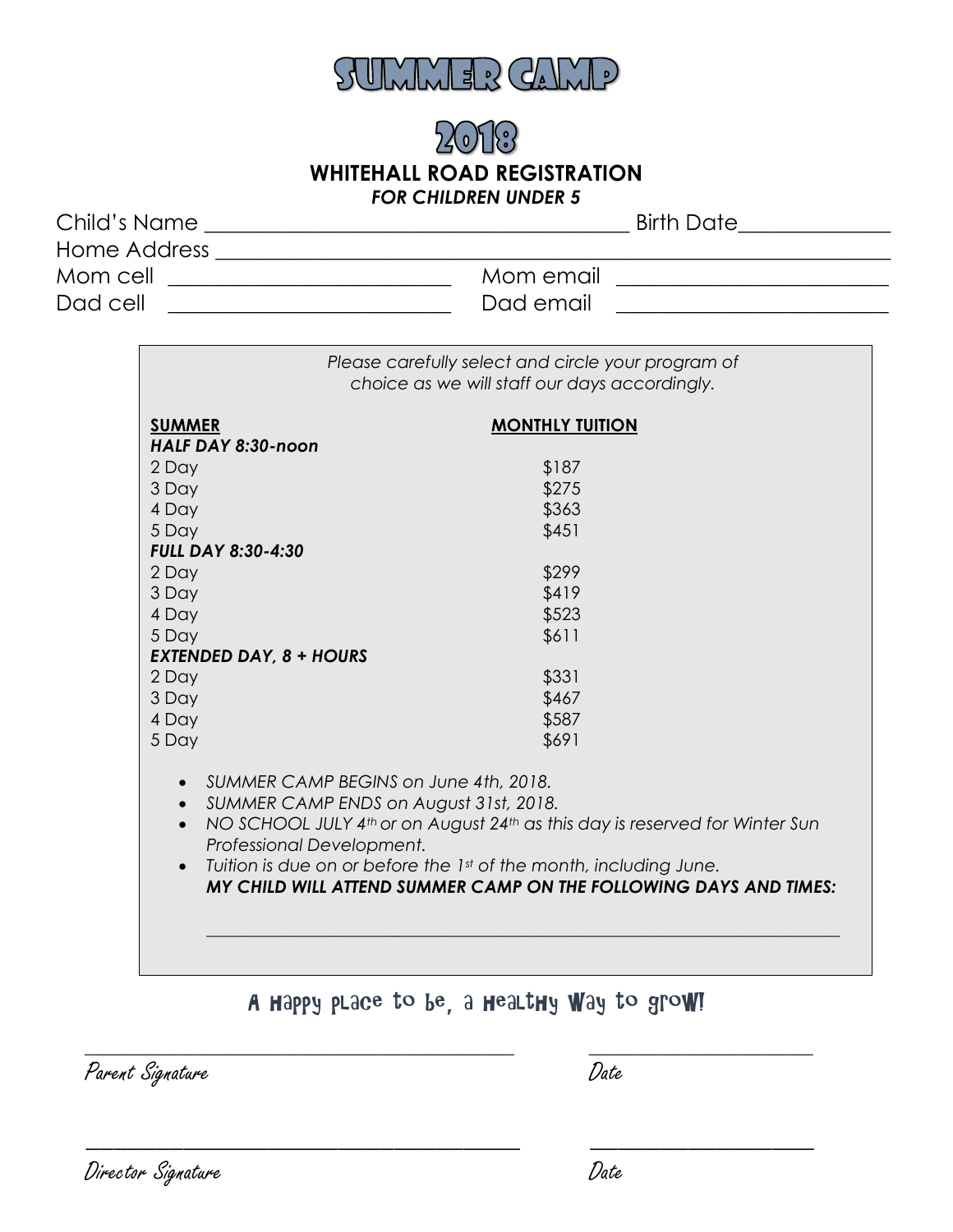# SUMMER CAMP

# 2018

## WHITEHALL ROAD REGISTRATION

***FOR CHILDREN UNDER 5***

Child's Name ______________________________ Birth Date ____________

Home Address ____________________________________________

Mom cell ____________________ Mom email ____________________

Dad cell ____________________ Dad email ____________________

*Please carefully select and circle your program of choice as we will staff our days accordingly.*

| **SUMMER** | **MONTHLY TUITION** |
|---|---|
| ***HALF DAY 8:30-noon*** | |
| 2 Day | $187 |
| 3 Day | $275 |
| 4 Day | $363 |
| 5 Day | $451 |
| ***FULL DAY 8:30-4:30*** | |
| 2 Day | $299 |
| 3 Day | $419 |
| 4 Day | $523 |
| 5 Day | $611 |
| ***EXTENDED DAY, 8 + HOURS*** | |
| 2 Day | $331 |
| 3 Day | $467 |
| 4 Day | $587 |
| 5 Day | $691 |

- *SUMMER CAMP BEGINS on June 4th, 2018.*
- *SUMMER CAMP ENDS on August 31st, 2018.*
- *NO SCHOOL JULY 4th or on August 24th as this day is reserved for Winter Sun Professional Development.*
- *Tuition is due on or before the 1st of the month, including June.*

***MY CHILD WILL ATTEND SUMMER CAMP ON THE FOLLOWING DAYS AND TIMES:***

________________________________________________________________

A Happy place to be, a Healthy Way to grow!

______________________________ ____________________

*Parent Signature* *Date*

______________________________ ____________________

*Director Signature* *Date*